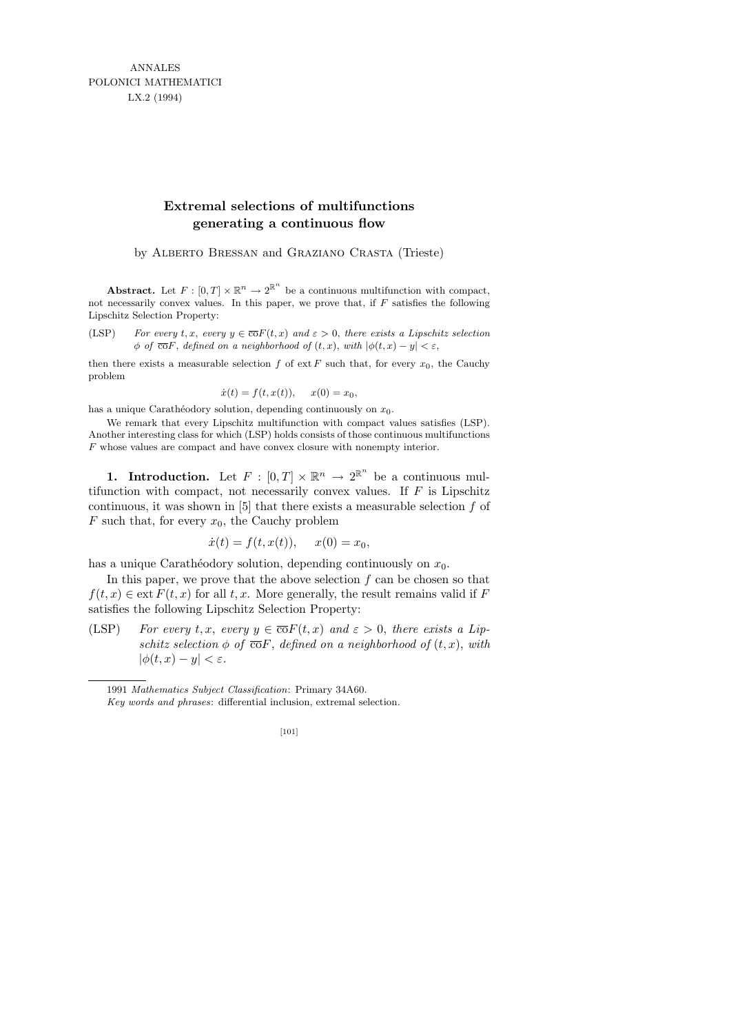ANNALES
POLONICI MATHEMATICI
LX.2 (1994)

# Extremal selections of multifunctions generating a continuous flow

by Alberto Bressan and Graziano Crasta (Trieste)

**Abstract.** Let $F : [0,T] \times \mathbb{R}^n \to 2^{\mathbb{R}^n}$ be a continuous multifunction with compact, not necessarily convex values. In this paper, we prove that, if $F$ satisfies the following Lipschitz Selection Property:

(LSP) *For every $t, x$, every $y \in \overline{\text{co}}F(t,x)$ and $\varepsilon > 0$, there exists a Lipschitz selection $\phi$ of $\overline{\text{co}}F$, defined on a neighborhood of $(t,x)$, with $|\phi(t,x) - y| < \varepsilon$,*

then there exists a measurable selection $f$ of $\text{ext}\, F$ such that, for every $x_0$, the Cauchy problem

$$\dot{x}(t) = f(t, x(t)), \quad x(0) = x_0,$$

has a unique Carathéodory solution, depending continuously on $x_0$.

We remark that every Lipschitz multifunction with compact values satisfies (LSP). Another interesting class for which (LSP) holds consists of those continuous multifunctions $F$ whose values are compact and have convex closure with nonempty interior.

**1. Introduction.** Let $F : [0,T] \times \mathbb{R}^n \to 2^{\mathbb{R}^n}$ be a continuous multifunction with compact, not necessarily convex values. If $F$ is Lipschitz continuous, it was shown in [5] that there exists a measurable selection $f$ of $F$ such that, for every $x_0$, the Cauchy problem

$$\dot{x}(t) = f(t, x(t)), \quad x(0) = x_0,$$

has a unique Carathéodory solution, depending continuously on $x_0$.

In this paper, we prove that the above selection $f$ can be chosen so that $f(t,x) \in \text{ext}\, F(t,x)$ for all $t, x$. More generally, the result remains valid if $F$ satisfies the following Lipschitz Selection Property:

(LSP) *For every $t, x$, every $y \in \overline{\text{co}}F(t,x)$ and $\varepsilon > 0$, there exists a Lipschitz selection $\phi$ of $\overline{\text{co}}F$, defined on a neighborhood of $(t,x)$, with $|\phi(t,x) - y| < \varepsilon$.*

1991 *Mathematics Subject Classification*: Primary 34A60.

*Key words and phrases*: differential inclusion, extremal selection.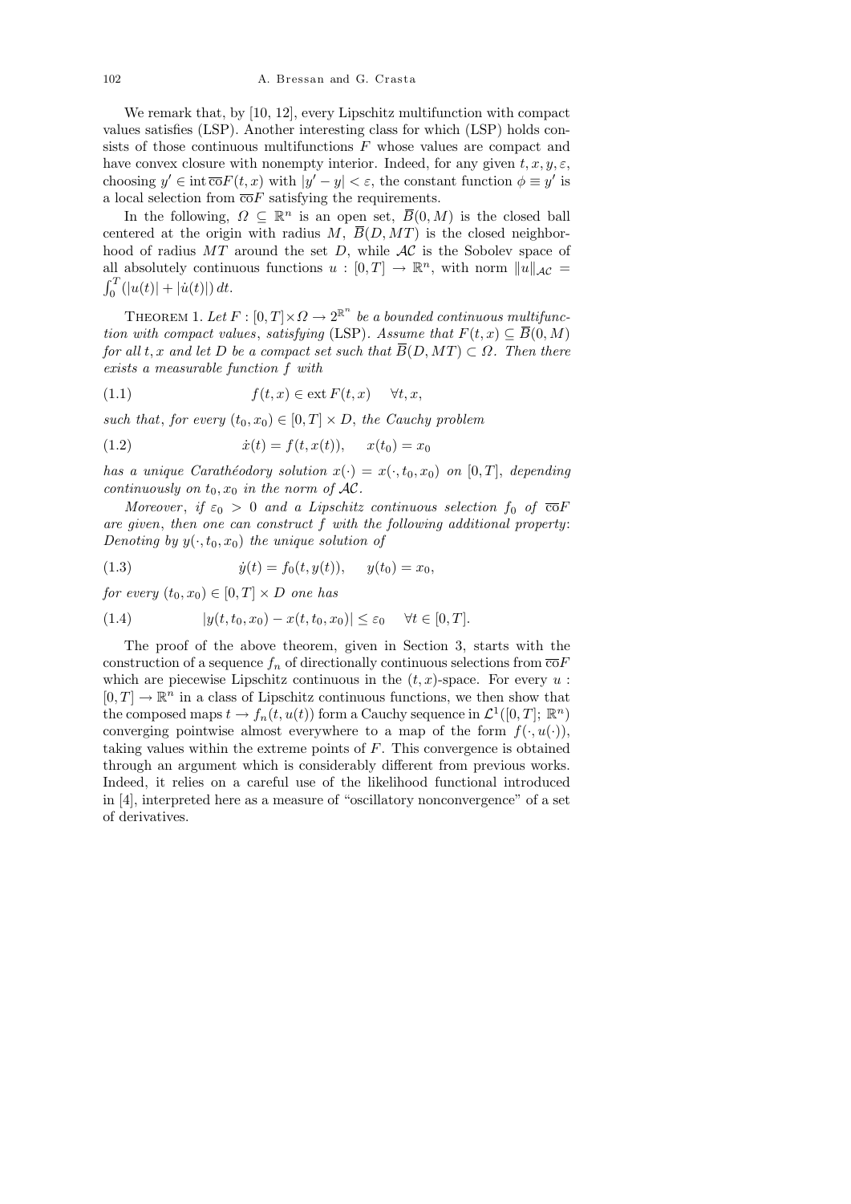We remark that, by [10, 12], every Lipschitz multifunction with compact values satisfies (LSP). Another interesting class for which (LSP) holds consists of those continuous multifunctions $F$ whose values are compact and have convex closure with nonempty interior. Indeed, for any given $t, x, y, \varepsilon$, choosing $y' \in \operatorname{int} \overline{\text{co}} F(t, x)$ with $|y' - y| < \varepsilon$, the constant function $\phi \equiv y'$ is a local selection from $\overline{\text{co}} F$ satisfying the requirements.

In the following, $\Omega \subseteq \mathbb{R}^n$ is an open set, $\overline{B}(0, M)$ is the closed ball centered at the origin with radius $M$, $\overline{B}(D, MT)$ is the closed neighborhood of radius $MT$ around the set $D$, while $\mathcal{AC}$ is the Sobolev space of all absolutely continuous functions $u : [0, T] \to \mathbb{R}^n$, with norm $\|u\|_{\mathcal{AC}} = \int_0^T (|u(t)| + |\dot{u}(t)|)\, dt$.

Theorem 1. *Let $F : [0, T] \times \Omega \to 2^{\mathbb{R}^n}$ be a bounded continuous multifunction with compact values, satisfying* (LSP). *Assume that $F(t, x) \subseteq \overline{B}(0, M)$ for all $t, x$ and let $D$ be a compact set such that $\overline{B}(D, MT) \subset \Omega$. Then there exists a measurable function $f$ with*

$$f(t, x) \in \operatorname{ext} F(t, x) \quad \forall t, x, \tag{1.1}$$

*such that, for every $(t_0, x_0) \in [0, T] \times D$, the Cauchy problem*

$$\dot{x}(t) = f(t, x(t)), \quad x(t_0) = x_0 \tag{1.2}$$

*has a unique Carathéodory solution $x(\cdot) = x(\cdot, t_0, x_0)$ on $[0, T]$, depending continuously on $t_0, x_0$ in the norm of $\mathcal{AC}$.*

*Moreover, if $\varepsilon_0 > 0$ and a Lipschitz continuous selection $f_0$ of $\overline{\text{co}} F$ are given, then one can construct $f$ with the following additional property: Denoting by $y(\cdot, t_0, x_0)$ the unique solution of*

$$\dot{y}(t) = f_0(t, y(t)), \quad y(t_0) = x_0, \tag{1.3}$$

*for every $(t_0, x_0) \in [0, T] \times D$ one has*

$$|y(t, t_0, x_0) - x(t, t_0, x_0)| \le \varepsilon_0 \quad \forall t \in [0, T]. \tag{1.4}$$

The proof of the above theorem, given in Section 3, starts with the construction of a sequence $f_n$ of directionally continuous selections from $\overline{\text{co}} F$ which are piecewise Lipschitz continuous in the $(t, x)$-space. For every $u : [0, T] \to \mathbb{R}^n$ in a class of Lipschitz continuous functions, we then show that the composed maps $t \to f_n(t, u(t))$ form a Cauchy sequence in $\mathcal{L}^1([0, T]; \mathbb{R}^n)$ converging pointwise almost everywhere to a map of the form $f(\cdot, u(\cdot))$, taking values within the extreme points of $F$. This convergence is obtained through an argument which is considerably different from previous works. Indeed, it relies on a careful use of the likelihood functional introduced in [4], interpreted here as a measure of "oscillatory nonconvergence" of a set of derivatives.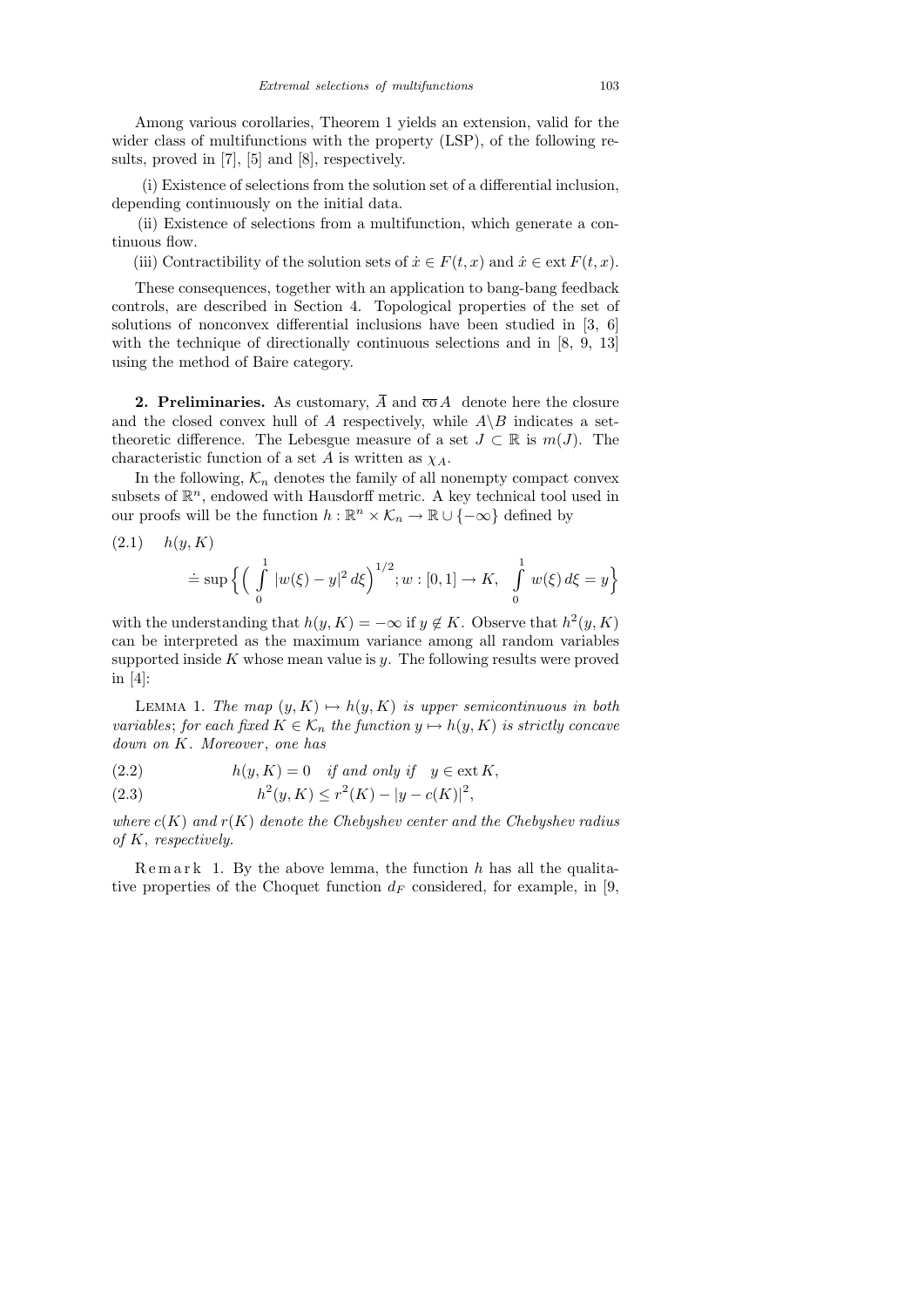Among various corollaries, Theorem 1 yields an extension, valid for the wider class of multifunctions with the property (LSP), of the following results, proved in [7], [5] and [8], respectively.

(i) Existence of selections from the solution set of a differential inclusion, depending continuously on the initial data.

(ii) Existence of selections from a multifunction, which generate a continuous flow.

(iii) Contractibility of the solution sets of $\dot{x} \in F(t, x)$ and $\dot{x} \in \text{ext}\, F(t, x)$.

These consequences, together with an application to bang-bang feedback controls, are described in Section 4. Topological properties of the set of solutions of nonconvex differential inclusions have been studied in [3, 6] with the technique of directionally continuous selections and in [8, 9, 13] using the method of Baire category.

**2. Preliminaries.** As customary, $\overline{A}$ and $\overline{\text{co}}\, A$ denote here the closure and the closed convex hull of $A$ respectively, while $A \backslash B$ indicates a set-theoretic difference. The Lebesgue measure of a set $J \subset \mathbb{R}$ is $m(J)$. The characteristic function of a set $A$ is written as $\chi_A$.

In the following, $\mathcal{K}_n$ denotes the family of all nonempty compact convex subsets of $\mathbb{R}^n$, endowed with Hausdorff metric. A key technical tool used in our proofs will be the function $h : \mathbb{R}^n \times \mathcal{K}_n \to \mathbb{R} \cup \{-\infty\}$ defined by

$$h(y, K) \doteq \sup \Big\{ \Big( \int_0^1 |w(\xi) - y|^2 \, d\xi \Big)^{1/2} ; w : [0, 1] \to K, \ \int_0^1 w(\xi)\, d\xi = y \Big\} \tag{2.1}$$

with the understanding that $h(y, K) = -\infty$ if $y \notin K$. Observe that $h^2(y, K)$ can be interpreted as the maximum variance among all random variables supported inside $K$ whose mean value is $y$. The following results were proved in [4]:

Lemma 1. *The map $(y, K) \mapsto h(y, K)$ is upper semicontinuous in both variables; for each fixed $K \in \mathcal{K}_n$ the function $y \mapsto h(y, K)$ is strictly concave down on $K$. Moreover, one has*

$$h(y, K) = 0 \quad \text{if and only if} \quad y \in \text{ext}\, K, \tag{2.2}$$

$$h^2(y, K) \le r^2(K) - |y - c(K)|^2, \tag{2.3}$$

*where $c(K)$ and $r(K)$ denote the Chebyshev center and the Chebyshev radius of $K$, respectively.*

Remark 1. By the above lemma, the function $h$ has all the qualitative properties of the Choquet function $d_F$ considered, for example, in [9,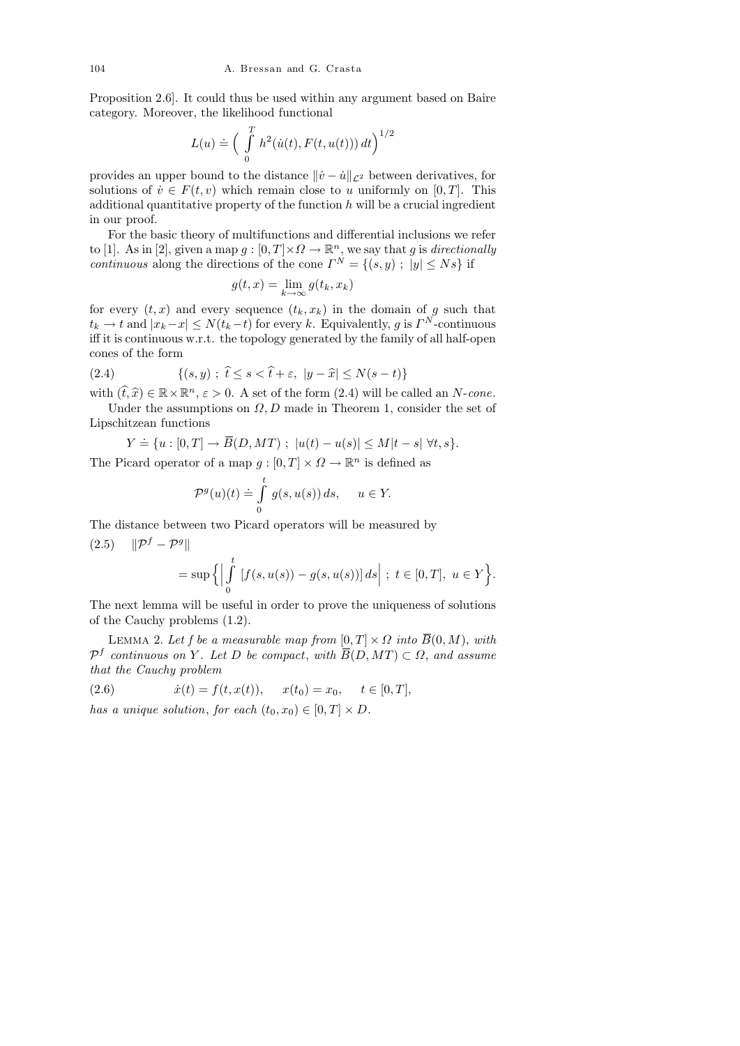Proposition 2.6]. It could thus be used within any argument based on Baire category. Moreover, the likelihood functional

$$L(u) \doteq \Big( \int_0^T h^2(\dot u(t), F(t, u(t)))\, dt\Big)^{1/2}$$

provides an upper bound to the distance $\|\dot v - \dot u\|_{\mathcal{L}^2}$ between derivatives, for solutions of $\dot v \in F(t, v)$ which remain close to $u$ uniformly on $[0, T]$. This additional quantitative property of the function $h$ will be a crucial ingredient in our proof.

For the basic theory of multifunctions and differential inclusions we refer to [1]. As in [2], given a map $g : [0, T] \times \Omega \to \mathbb{R}^n$, we say that $g$ is *directionally continuous* along the directions of the cone $\Gamma^N = \{(s, y)\ ;\ |y| \le Ns\}$ if

$$g(t, x) = \lim_{k\to\infty} g(t_k, x_k)$$

for every $(t, x)$ and every sequence $(t_k, x_k)$ in the domain of $g$ such that $t_k \to t$ and $|x_k - x| \le N(t_k - t)$ for every $k$. Equivalently, $g$ is $\Gamma^N$-continuous iff it is continuous w.r.t. the topology generated by the family of all half-open cones of the form

$$\{(s, y)\ ;\ \widehat t \le s < \widehat t + \varepsilon,\ |y - \widehat x| \le N(s - t)\} \tag{2.4}$$

with $(\widehat t, \widehat x) \in \mathbb{R} \times \mathbb{R}^n$, $\varepsilon > 0$. A set of the form (2.4) will be called an *N-cone*.

Under the assumptions on $\Omega, D$ made in Theorem 1, consider the set of Lipschitzean functions

$$Y \doteq \{u : [0, T] \to \overline{B}(D, MT)\ ;\ |u(t) - u(s)| \le M|t - s|\ \forall t, s\}.$$

The Picard operator of a map $g : [0, T] \times \Omega \to \mathbb{R}^n$ is defined as

$$\mathcal{P}^g(u)(t) \doteq \int_0^t g(s, u(s))\, ds, \qquad u \in Y.$$

The distance between two Picard operators will be measured by

$$\|\mathcal{P}^f - \mathcal{P}^g\| = \sup\Big\{\Big|\int_0^t [f(s, u(s)) - g(s, u(s))]\, ds\Big|\ ;\ t \in [0, T],\ u \in Y\Big\}. \tag{2.5}$$

The next lemma will be useful in order to prove the uniqueness of solutions of the Cauchy problems (1.2).

Lemma 2. *Let $f$ be a measurable map from $[0, T] \times \Omega$ into $\overline{B}(0, M)$, with $\mathcal{P}^f$ continuous on $Y$. Let $D$ be compact, with $\overline{B}(D, MT) \subset \Omega$, and assume that the Cauchy problem*

$$\dot x(t) = f(t, x(t)), \qquad x(t_0) = x_0, \qquad t \in [0, T], \tag{2.6}$$

*has a unique solution, for each $(t_0, x_0) \in [0, T] \times D$.*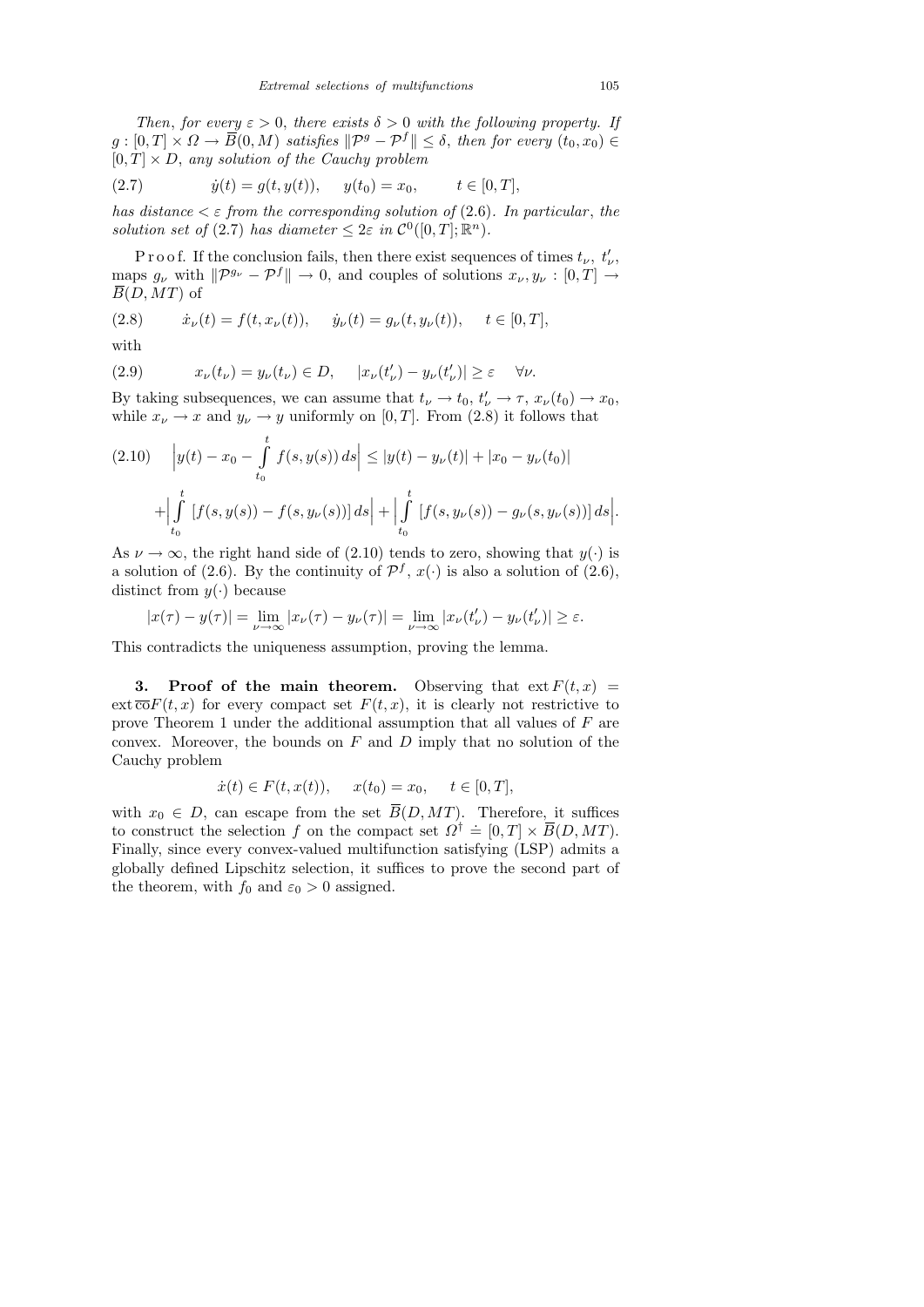*Then, for every $\varepsilon > 0$, there exists $\delta > 0$ with the following property. If $g : [0,T] \times \Omega \to \overline{B}(0,M)$ satisfies $\|\mathcal{P}^g - \mathcal{P}^f\| \le \delta$, then for every $(t_0, x_0) \in [0,T] \times D$, any solution of the Cauchy problem*

$$\dot{y}(t) = g(t, y(t)), \quad y(t_0) = x_0, \qquad t \in [0,T], \tag{2.7}$$

*has distance $< \varepsilon$ from the corresponding solution of* (2.6). *In particular*, *the solution set of* (2.7) *has diameter $\le 2\varepsilon$ in $\mathcal{C}^0([0,T]; \mathbb{R}^n)$.*

Proof. If the conclusion fails, then there exist sequences of times $t_\nu$, $t'_\nu$, maps $g_\nu$ with $\|\mathcal{P}^{g_\nu} - \mathcal{P}^f\| \to 0$, and couples of solutions $x_\nu, y_\nu : [0,T] \to \overline{B}(D, MT)$ of

$$\dot{x}_\nu(t) = f(t, x_\nu(t)), \quad \dot{y}_\nu(t) = g_\nu(t, y_\nu(t)), \quad t \in [0,T], \tag{2.8}$$

with

$$x_\nu(t_\nu) = y_\nu(t_\nu) \in D, \quad |x_\nu(t'_\nu) - y_\nu(t'_\nu)| \ge \varepsilon \quad \forall \nu. \tag{2.9}$$

By taking subsequences, we can assume that $t_\nu \to t_0$, $t'_\nu \to \tau$, $x_\nu(t_0) \to x_0$, while $x_\nu \to x$ and $y_\nu \to y$ uniformly on $[0,T]$. From (2.8) it follows that

$$\Big| y(t) - x_0 - \int_{t_0}^{t} f(s, y(s))\, ds \Big| \le |y(t) - y_\nu(t)| + |x_0 - y_\nu(t_0)| \tag{2.10}$$
$$+ \Big| \int_{t_0}^{t} [f(s, y(s)) - f(s, y_\nu(s))]\, ds \Big| + \Big| \int_{t_0}^{t} [f(s, y_\nu(s)) - g_\nu(s, y_\nu(s))]\, ds \Big|.$$

As $\nu \to \infty$, the right hand side of (2.10) tends to zero, showing that $y(\cdot)$ is a solution of (2.6). By the continuity of $\mathcal{P}^f$, $x(\cdot)$ is also a solution of (2.6), distinct from $y(\cdot)$ because

$$|x(\tau) - y(\tau)| = \lim_{\nu \to \infty} |x_\nu(\tau) - y_\nu(\tau)| = \lim_{\nu \to \infty} |x_\nu(t'_\nu) - y_\nu(t'_\nu)| \ge \varepsilon.$$

This contradicts the uniqueness assumption, proving the lemma.

**3. Proof of the main theorem.** Observing that $\operatorname{ext} F(t,x) = \operatorname{ext} \overline{\operatorname{co}} F(t,x)$ for every compact set $F(t,x)$, it is clearly not restrictive to prove Theorem 1 under the additional assumption that all values of $F$ are convex. Moreover, the bounds on $F$ and $D$ imply that no solution of the Cauchy problem

$$\dot{x}(t) \in F(t, x(t)), \quad x(t_0) = x_0, \quad t \in [0,T],$$

with $x_0 \in D$, can escape from the set $\overline{B}(D, MT)$. Therefore, it suffices to construct the selection $f$ on the compact set $\Omega^\dagger \doteq [0,T] \times \overline{B}(D, MT)$. Finally, since every convex-valued multifunction satisfying (LSP) admits a globally defined Lipschitz selection, it suffices to prove the second part of the theorem, with $f_0$ and $\varepsilon_0 > 0$ assigned.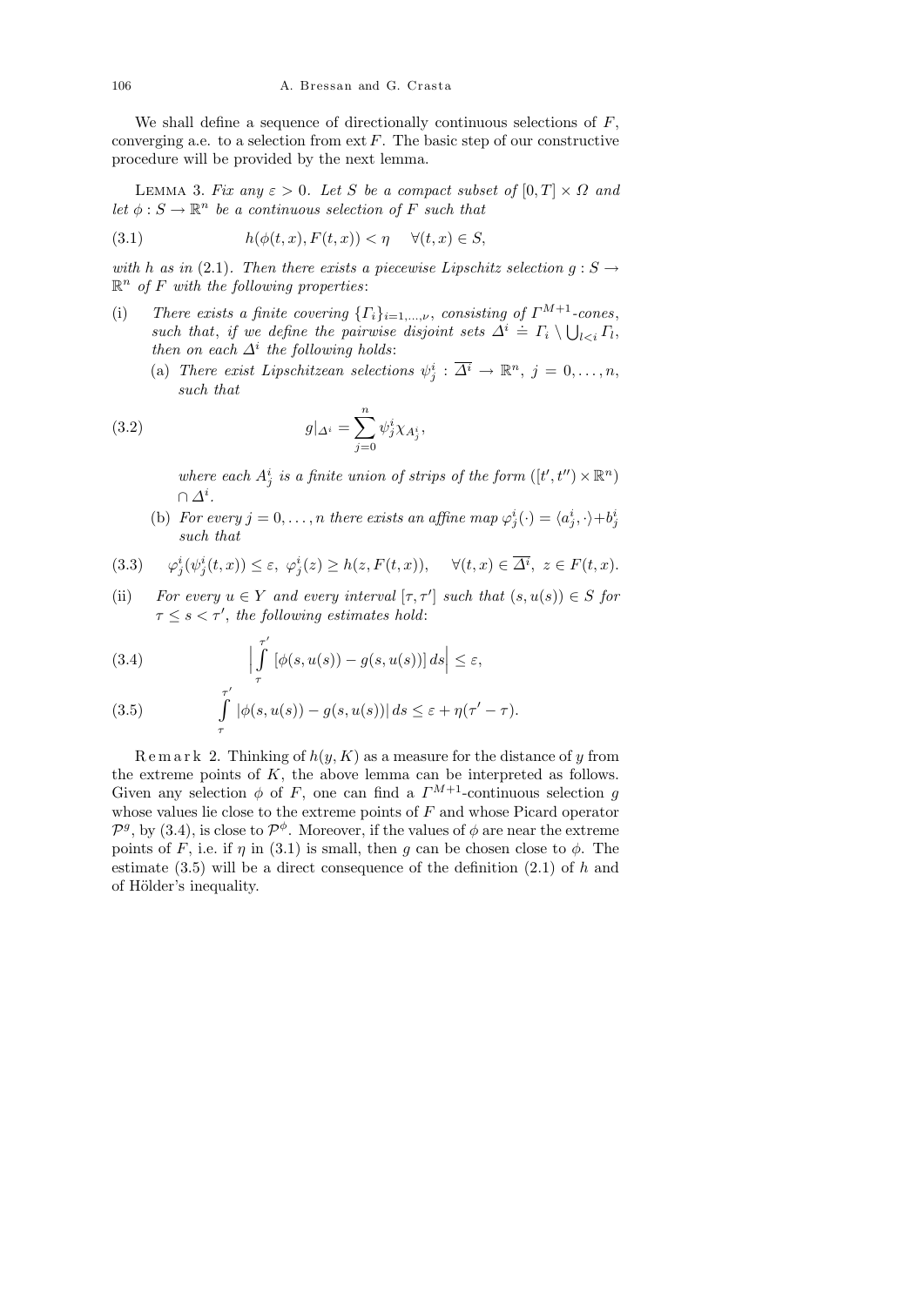We shall define a sequence of directionally continuous selections of $F$, converging a.e. to a selection from $\operatorname{ext} F$. The basic step of our constructive procedure will be provided by the next lemma.

LEMMA 3. *Fix any $\varepsilon > 0$. Let $S$ be a compact subset of $[0,T] \times \Omega$ and let $\phi : S \to \mathbb{R}^n$ be a continuous selection of $F$ such that*

$$h(\phi(t,x), F(t,x)) < \eta \quad \forall (t,x) \in S, \tag{3.1}$$

*with $h$ as in* (2.1). *Then there exists a piecewise Lipschitz selection $g : S \to \mathbb{R}^n$ of $F$ with the following properties*:

(i) *There exists a finite covering $\{\Gamma_i\}_{i=1,\ldots,\nu}$, consisting of $\Gamma^{M+1}$-cones, such that, if we define the pairwise disjoint sets $\Delta^i \doteq \Gamma_i \setminus \bigcup_{l<i} \Gamma_l$, then on each $\Delta^i$ the following holds*:

   (a) *There exist Lipschitzean selections $\psi_j^i : \overline{\Delta^i} \to \mathbb{R}^n$, $j = 0, \ldots, n$, such that*

$$g|_{\Delta^i} = \sum_{j=0}^{n} \psi_j^i \chi_{A_j^i}, \tag{3.2}$$

   *where each $A_j^i$ is a finite union of strips of the form $([t', t'') \times \mathbb{R}^n) \cap \Delta^i$.*

   (b) *For every $j = 0, \ldots, n$ there exists an affine map $\varphi_j^i(\cdot) = \langle a_j^i, \cdot \rangle + b_j^i$ such that*

$$\varphi_j^i(\psi_j^i(t,x)) \le \varepsilon, \ \varphi_j^i(z) \ge h(z, F(t,x)), \quad \forall (t,x) \in \overline{\Delta^i}, \ z \in F(t,x). \tag{3.3}$$

(ii) *For every $u \in Y$ and every interval $[\tau, \tau']$ such that $(s, u(s)) \in S$ for $\tau \le s < \tau'$, the following estimates hold*:

$$\Big| \int_{\tau}^{\tau'} [\phi(s, u(s)) - g(s, u(s))] \, ds \Big| \le \varepsilon, \tag{3.4}$$

$$\int_{\tau}^{\tau'} |\phi(s, u(s)) - g(s, u(s))| \, ds \le \varepsilon + \eta(\tau' - \tau). \tag{3.5}$$

Remark 2. Thinking of $h(y, K)$ as a measure for the distance of $y$ from the extreme points of $K$, the above lemma can be interpreted as follows. Given any selection $\phi$ of $F$, one can find a $\Gamma^{M+1}$-continuous selection $g$ whose values lie close to the extreme points of $F$ and whose Picard operator $\mathcal{P}^g$, by (3.4), is close to $\mathcal{P}^\phi$. Moreover, if the values of $\phi$ are near the extreme points of $F$, i.e. if $\eta$ in (3.1) is small, then $g$ can be chosen close to $\phi$. The estimate (3.5) will be a direct consequence of the definition (2.1) of $h$ and of Hölder's inequality.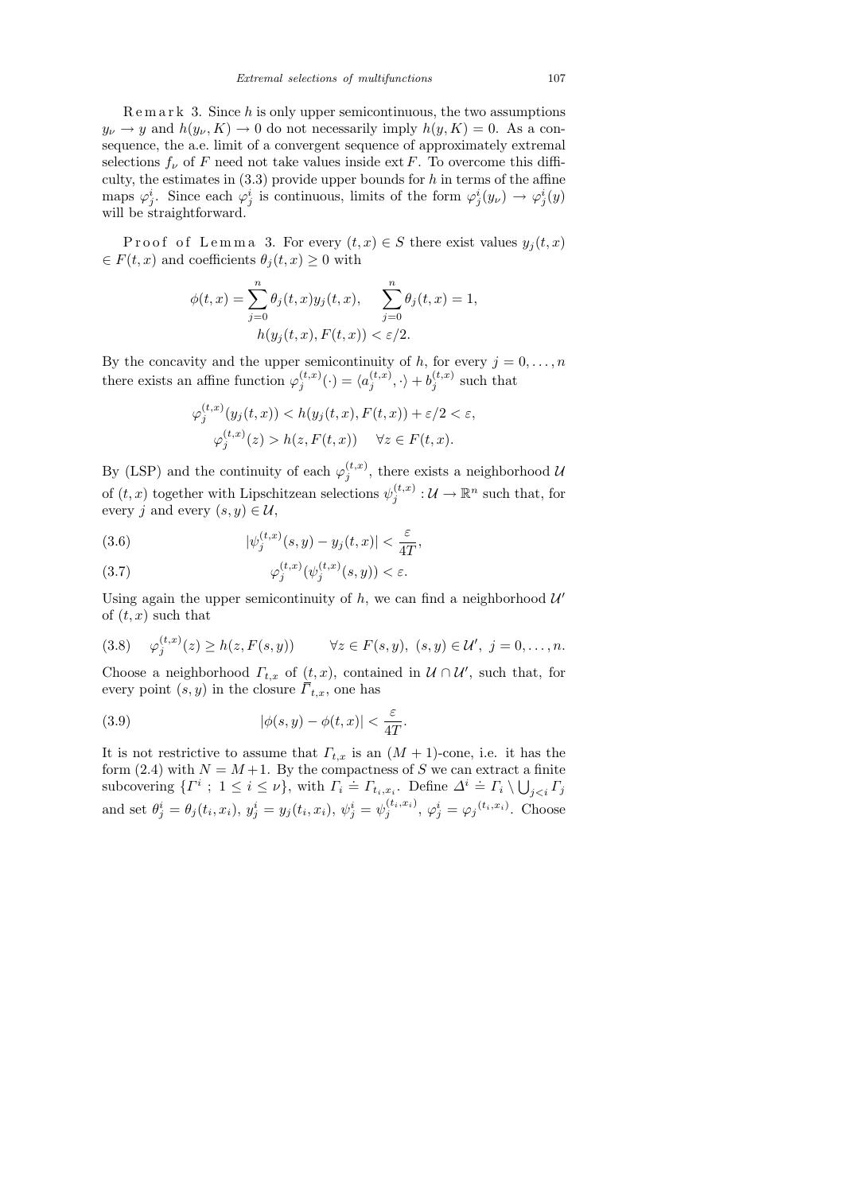Remark 3. Since $h$ is only upper semicontinuous, the two assumptions $y_\nu \to y$ and $h(y_\nu, K) \to 0$ do not necessarily imply $h(y, K) = 0$. As a consequence, the a.e. limit of a convergent sequence of approximately extremal selections $f_\nu$ of $F$ need not take values inside $\operatorname{ext} F$. To overcome this difficulty, the estimates in (3.3) provide upper bounds for $h$ in terms of the affine maps $\varphi_j^i$. Since each $\varphi_j^i$ is continuous, limits of the form $\varphi_j^i(y_\nu) \to \varphi_j^i(y)$ will be straightforward.

Proof of Lemma 3. For every $(t,x) \in S$ there exist values $y_j(t,x) \in F(t,x)$ and coefficients $\theta_j(t,x) \ge 0$ with

$$\phi(t,x) = \sum_{j=0}^{n} \theta_j(t,x) y_j(t,x), \qquad \sum_{j=0}^{n} \theta_j(t,x) = 1,$$
$$h(y_j(t,x), F(t,x)) < \varepsilon/2.$$

By the concavity and the upper semicontinuity of $h$, for every $j = 0, \ldots, n$ there exists an affine function $\varphi_j^{(t,x)}(\cdot) = \langle a_j^{(t,x)}, \cdot\rangle + b_j^{(t,x)}$ such that

$$\varphi_j^{(t,x)}(y_j(t,x)) < h(y_j(t,x), F(t,x)) + \varepsilon/2 < \varepsilon,$$
$$\varphi_j^{(t,x)}(z) > h(z, F(t,x)) \quad \forall z \in F(t,x).$$

By (LSP) and the continuity of each $\varphi_j^{(t,x)}$, there exists a neighborhood $\mathcal{U}$ of $(t,x)$ together with Lipschitzean selections $\psi_j^{(t,x)} : \mathcal{U} \to \mathbb{R}^n$ such that, for every $j$ and every $(s,y) \in \mathcal{U}$,

$$|\psi_j^{(t,x)}(s,y) - y_j(t,x)| < \frac{\varepsilon}{4T}, \tag{3.6}$$

$$\varphi_j^{(t,x)}(\psi_j^{(t,x)}(s,y)) < \varepsilon. \tag{3.7}$$

Using again the upper semicontinuity of $h$, we can find a neighborhood $\mathcal{U}'$ of $(t,x)$ such that

$$\varphi_j^{(t,x)}(z) \ge h(z, F(s,y)) \qquad \forall z \in F(s,y),\ (s,y) \in \mathcal{U}',\ j = 0, \ldots, n. \tag{3.8}$$

Choose a neighborhood $\Gamma_{t,x}$ of $(t,x)$, contained in $\mathcal{U} \cap \mathcal{U}'$, such that, for every point $(s,y)$ in the closure $\overline{\Gamma}_{t,x}$, one has

$$|\phi(s,y) - \phi(t,x)| < \frac{\varepsilon}{4T}. \tag{3.9}$$

It is not restrictive to assume that $\Gamma_{t,x}$ is an $(M+1)$-cone, i.e. it has the form (2.4) with $N = M+1$. By the compactness of $S$ we can extract a finite subcovering $\{\Gamma^i \,;\ 1 \le i \le \nu\}$, with $\Gamma_i \doteq \Gamma_{t_i,x_i}$. Define $\Delta^i \doteq \Gamma_i \setminus \bigcup_{j<i} \Gamma_j$ and set $\theta_j^i = \theta_j(t_i,x_i)$, $y_j^i = y_j(t_i,x_i)$, $\psi_j^i = \psi_j^{(t_i,x_i)}$, $\varphi_j^i = \varphi_j^{(t_i,x_i)}$. Choose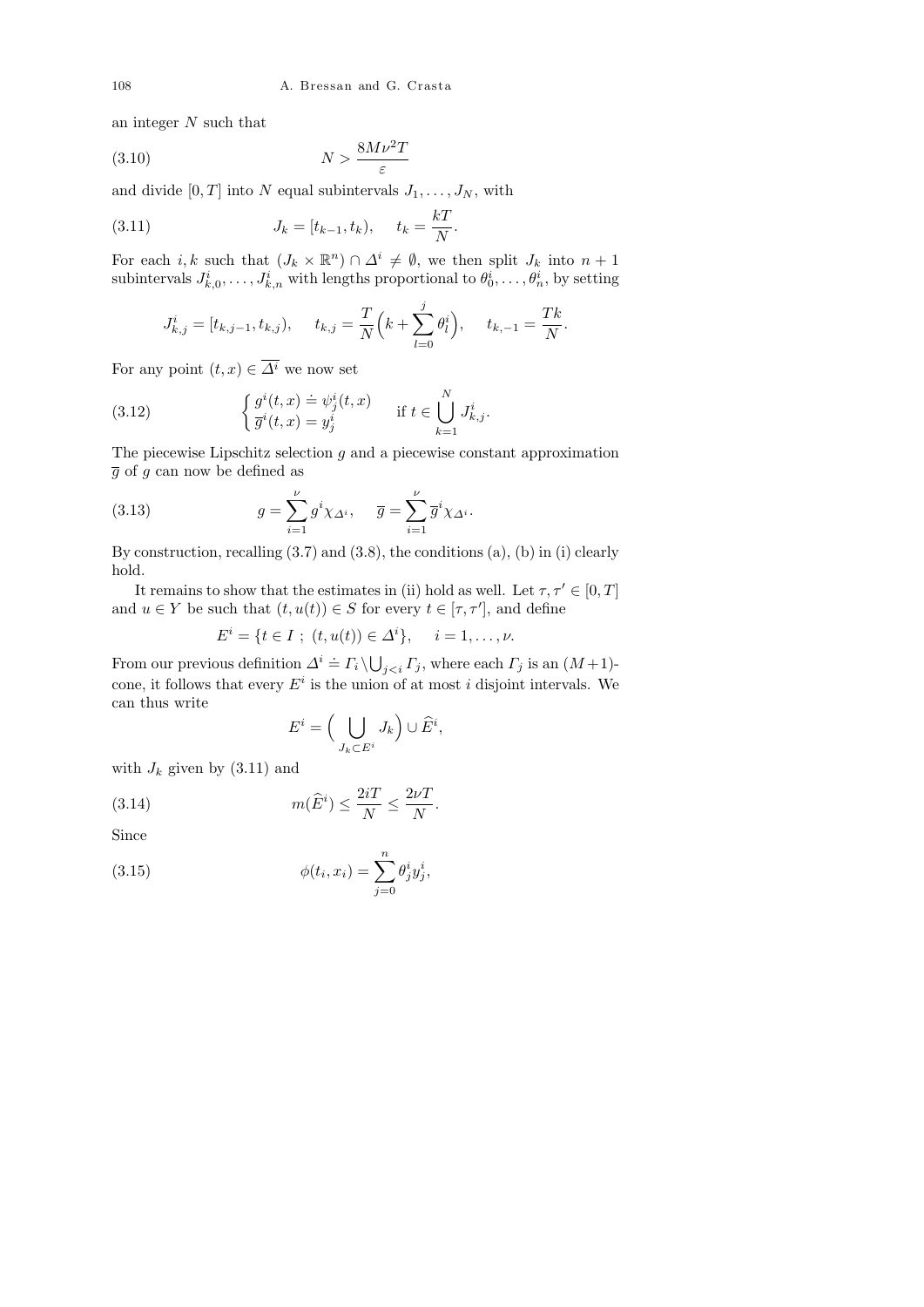an integer $N$ such that

$$N > \frac{8M\nu^2 T}{\varepsilon} \tag{3.10}$$

and divide $[0,T]$ into $N$ equal subintervals $J_1, \ldots, J_N$, with

$$J_k = [t_{k-1}, t_k), \qquad t_k = \frac{kT}{N}. \tag{3.11}$$

For each $i, k$ such that $(J_k \times \mathbb{R}^n) \cap \Delta^i \neq \emptyset$, we then split $J_k$ into $n+1$ subintervals $J^i_{k,0}, \ldots, J^i_{k,n}$ with lengths proportional to $\theta^i_0, \ldots, \theta^i_n$, by setting

$$J^i_{k,j} = [t_{k,j-1}, t_{k,j}), \qquad t_{k,j} = \frac{T}{N}\Big(k + \sum_{l=0}^{j} \theta^i_l\Big), \qquad t_{k,-1} = \frac{Tk}{N}.$$

For any point $(t,x) \in \overline{\Delta^i}$ we now set

$$\begin{cases} g^i(t,x) \doteq \psi^i_j(t,x) \\ \overline{g}^i(t,x) = y^i_j \end{cases} \qquad \text{if } t \in \bigcup_{k=1}^{N} J^i_{k,j}. \tag{3.12}$$

The piecewise Lipschitz selection $g$ and a piecewise constant approximation $\overline{g}$ of $g$ can now be defined as

$$g = \sum_{i=1}^{\nu} g^i \chi_{\Delta^i}, \qquad \overline{g} = \sum_{i=1}^{\nu} \overline{g}^i \chi_{\Delta^i}. \tag{3.13}$$

By construction, recalling (3.7) and (3.8), the conditions (a), (b) in (i) clearly hold.

It remains to show that the estimates in (ii) hold as well. Let $\tau, \tau' \in [0,T]$ and $u \in Y$ be such that $(t, u(t)) \in S$ for every $t \in [\tau, \tau']$, and define

$$E^i = \{t \in I \; ; \; (t, u(t)) \in \Delta^i\}, \qquad i = 1, \ldots, \nu.$$

From our previous definition $\Delta^i \doteq \Gamma_i \setminus \bigcup_{j<i} \Gamma_j$, where each $\Gamma_j$ is an $(M+1)$-cone, it follows that every $E^i$ is the union of at most $i$ disjoint intervals. We can thus write

$$E^i = \Big(\bigcup_{J_k \subset E^i} J_k\Big) \cup \widehat{E}^i,$$

with $J_k$ given by (3.11) and

$$m(\widehat{E}^i) \leq \frac{2iT}{N} \leq \frac{2\nu T}{N}. \tag{3.14}$$

Since

$$\phi(t_i, x_i) = \sum_{j=0}^{n} \theta^i_j y^i_j, \tag{3.15}$$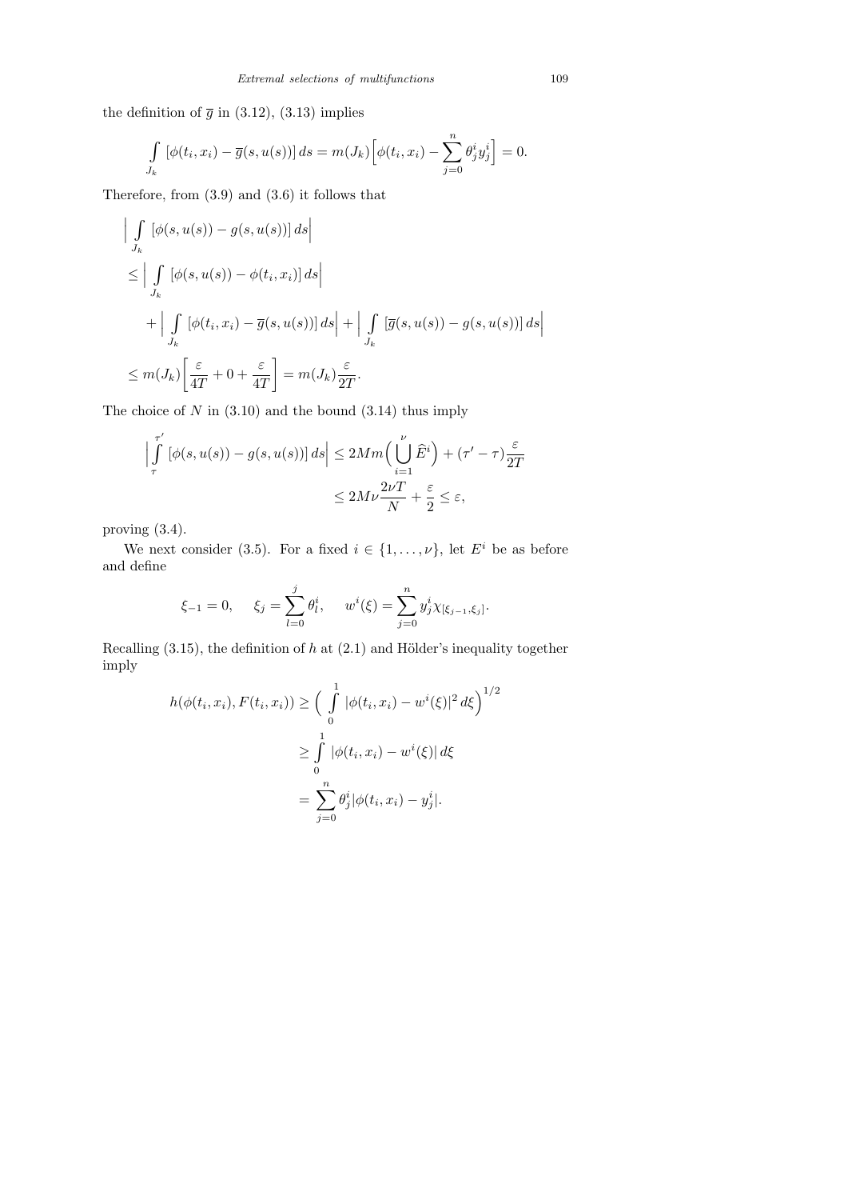the definition of $\overline{g}$ in (3.12), (3.13) implies

$$\int_{J_k} [\phi(t_i, x_i) - \overline{g}(s, u(s))]\, ds = m(J_k)\Big[\phi(t_i, x_i) - \sum_{j=0}^{n} \theta_j^i y_j^i\Big] = 0.$$

Therefore, from (3.9) and (3.6) it follows that

$$\begin{aligned}
&\Big| \int_{J_k} [\phi(s, u(s)) - g(s, u(s))]\, ds\Big| \\
&\leq \Big| \int_{J_k} [\phi(s, u(s)) - \phi(t_i, x_i)]\, ds\Big| \\
&\qquad + \Big| \int_{J_k} [\phi(t_i, x_i) - \overline{g}(s, u(s))]\, ds\Big| + \Big| \int_{J_k} [\overline{g}(s, u(s)) - g(s, u(s))]\, ds\Big| \\
&\leq m(J_k)\Big[\frac{\varepsilon}{4T} + 0 + \frac{\varepsilon}{4T}\Big] = m(J_k)\frac{\varepsilon}{2T}.
\end{aligned}$$

The choice of $N$ in (3.10) and the bound (3.14) thus imply

$$\begin{aligned}
\Big|\int_{\tau}^{\tau'} [\phi(s, u(s)) - g(s, u(s))]\, ds\Big| &\leq 2Mm\Big(\bigcup_{i=1}^{\nu} \widehat{E}^i\Big) + (\tau' - \tau)\frac{\varepsilon}{2T} \\
&\leq 2M\nu\frac{2\nu T}{N} + \frac{\varepsilon}{2} \leq \varepsilon,
\end{aligned}$$

proving (3.4).

We next consider (3.5). For a fixed $i \in \{1, \ldots, \nu\}$, let $E^i$ be as before and define

$$\xi_{-1} = 0, \qquad \xi_j = \sum_{l=0}^{j} \theta_l^i, \qquad w^i(\xi) = \sum_{j=0}^{n} y_j^i \chi_{[\xi_{j-1}, \xi_j]}.$$

Recalling (3.15), the definition of $h$ at (2.1) and Hölder's inequality together imply

$$\begin{aligned}
h(\phi(t_i, x_i), F(t_i, x_i)) &\geq \Big(\int_0^1 |\phi(t_i, x_i) - w^i(\xi)|^2\, d\xi\Big)^{1/2} \\
&\geq \int_0^1 |\phi(t_i, x_i) - w^i(\xi)|\, d\xi \\
&= \sum_{j=0}^{n} \theta_j^i |\phi(t_i, x_i) - y_j^i|.
\end{aligned}$$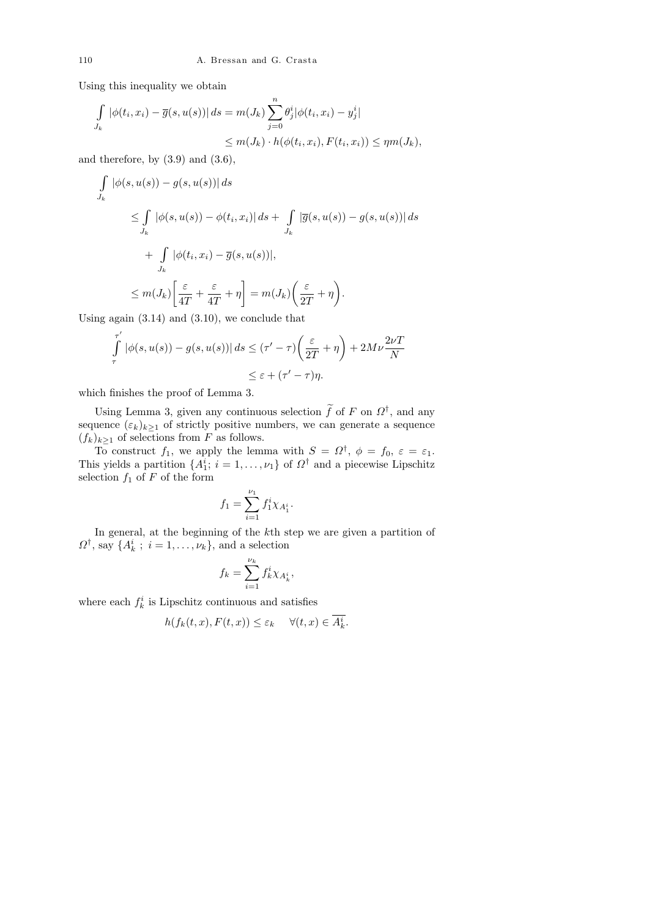Using this inequality we obtain

$$\int_{J_k} |\phi(t_i, x_i) - \overline{g}(s, u(s))|\, ds = m(J_k) \sum_{j=0}^{n} \theta_j^i |\phi(t_i, x_i) - y_j^i|$$
$$\leq m(J_k) \cdot h(\phi(t_i, x_i), F(t_i, x_i)) \leq \eta m(J_k),$$

and therefore, by (3.9) and (3.6),

$$\int_{J_k} |\phi(s, u(s)) - g(s, u(s))|\, ds$$
$$\leq \int_{J_k} |\phi(s, u(s)) - \phi(t_i, x_i)|\, ds + \int_{J_k} |\overline{g}(s, u(s)) - g(s, u(s))|\, ds$$
$$+ \int_{J_k} |\phi(t_i, x_i) - \overline{g}(s, u(s))|,$$
$$\leq m(J_k)\left[\frac{\varepsilon}{4T} + \frac{\varepsilon}{4T} + \eta\right] = m(J_k)\left(\frac{\varepsilon}{2T} + \eta\right).$$

Using again (3.14) and (3.10), we conclude that

$$\int_{\tau}^{\tau'} |\phi(s, u(s)) - g(s, u(s))|\, ds \leq (\tau' - \tau)\left(\frac{\varepsilon}{2T} + \eta\right) + 2M\nu \frac{2\nu T}{N}$$
$$\leq \varepsilon + (\tau' - \tau)\eta.$$

which finishes the proof of Lemma 3.

Using Lemma 3, given any continuous selection $\widetilde{f}$ of $F$ on $\Omega^\dagger$, and any sequence $(\varepsilon_k)_{k\geq 1}$ of strictly positive numbers, we can generate a sequence $(f_k)_{k\geq 1}$ of selections from $F$ as follows.

To construct $f_1$, we apply the lemma with $S = \Omega^\dagger$, $\phi = f_0$, $\varepsilon = \varepsilon_1$. This yields a partition $\{A_1^i;\ i = 1, \ldots, \nu_1\}$ of $\Omega^\dagger$ and a piecewise Lipschitz selection $f_1$ of $F$ of the form

$$f_1 = \sum_{i=1}^{\nu_1} f_1^i \chi_{A_1^i}.$$

In general, at the beginning of the $k$th step we are given a partition of $\Omega^\dagger$, say $\{A_k^i\ ;\ i = 1, \ldots, \nu_k\}$, and a selection

$$f_k = \sum_{i=1}^{\nu_k} f_k^i \chi_{A_k^i},$$

where each $f_k^i$ is Lipschitz continuous and satisfies

$$h(f_k(t, x), F(t, x)) \leq \varepsilon_k \quad \forall (t, x) \in \overline{A_k^i}.$$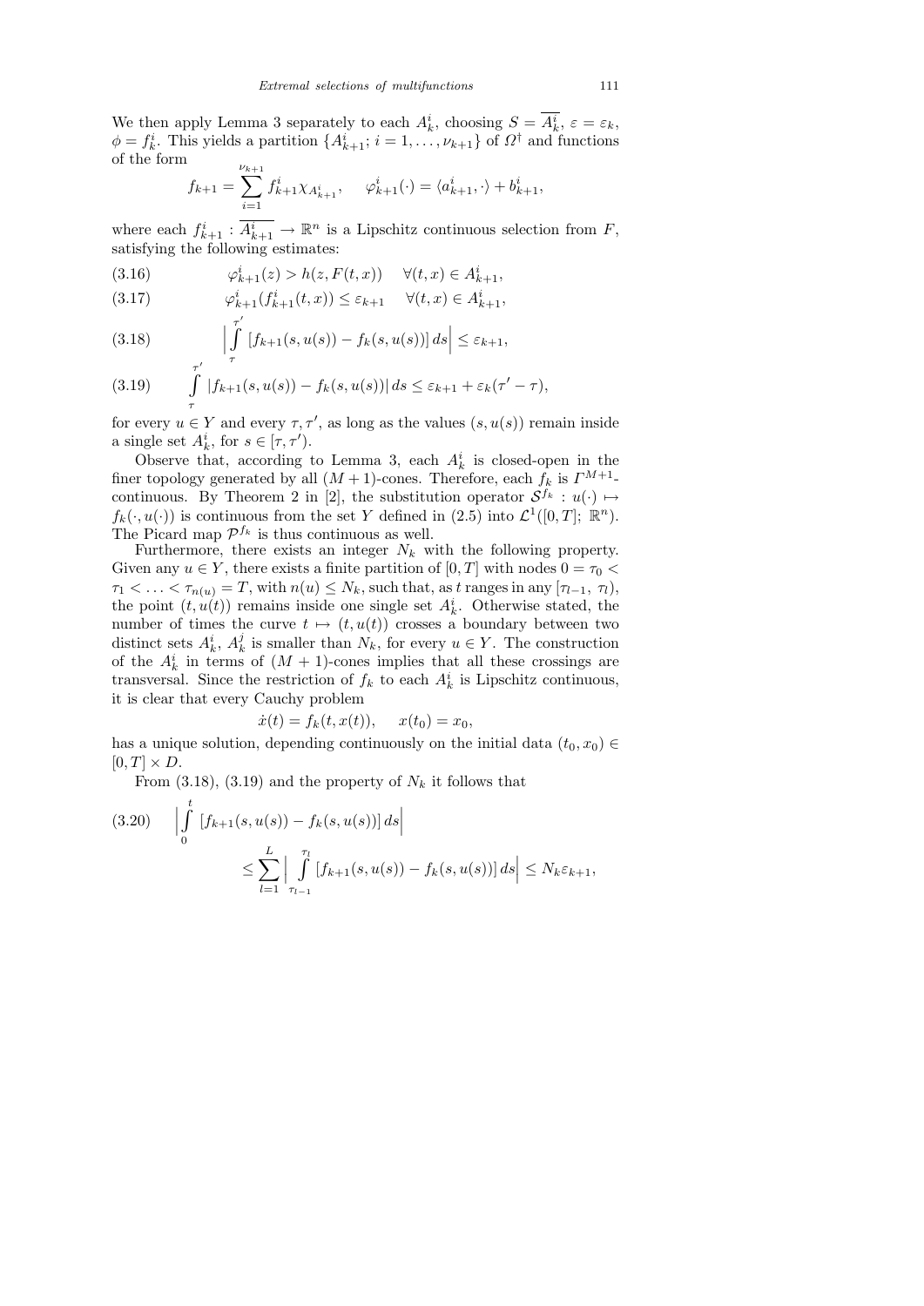We then apply Lemma 3 separately to each $A_k^i$, choosing $S = \overline{A_k^i}$, $\varepsilon = \varepsilon_k$, $\phi = f_k^i$. This yields a partition $\{A_{k+1}^i;\ i = 1, \ldots, \nu_{k+1}\}$ of $\Omega^\dagger$ and functions of the form

$$f_{k+1} = \sum_{i=1}^{\nu_{k+1}} f_{k+1}^i \chi_{A_{k+1}^i}, \qquad \varphi_{k+1}^i(\cdot) = \langle a_{k+1}^i, \cdot\rangle + b_{k+1}^i,$$

where each $f_{k+1}^i : \overline{A_{k+1}^i} \to \mathbb{R}^n$ is a Lipschitz continuous selection from $F$, satisfying the following estimates:

$$\varphi_{k+1}^i(z) > h(z, F(t,x)) \quad \forall (t,x) \in A_{k+1}^i, \tag{3.16}$$

$$\varphi_{k+1}^i(f_{k+1}^i(t,x)) \le \varepsilon_{k+1} \quad \forall (t,x) \in A_{k+1}^i, \tag{3.17}$$

$$\Big| \int_\tau^{\tau'} [f_{k+1}(s,u(s)) - f_k(s,u(s))]\, ds \Big| \le \varepsilon_{k+1}, \tag{3.18}$$

$$\int_\tau^{\tau'} |f_{k+1}(s,u(s)) - f_k(s,u(s))|\, ds \le \varepsilon_{k+1} + \varepsilon_k(\tau' - \tau), \tag{3.19}$$

for every $u \in Y$ and every $\tau, \tau'$, as long as the values $(s, u(s))$ remain inside a single set $A_k^i$, for $s \in [\tau, \tau')$.

Observe that, according to Lemma 3, each $A_k^i$ is closed-open in the finer topology generated by all $(M+1)$-cones. Therefore, each $f_k$ is $\Gamma^{M+1}$-continuous. By Theorem 2 in [2], the substitution operator $\mathcal{S}^{f_k} : u(\cdot) \mapsto f_k(\cdot, u(\cdot))$ is continuous from the set $Y$ defined in (2.5) into $\mathcal{L}^1([0,T];\ \mathbb{R}^n)$. The Picard map $\mathcal{P}^{f_k}$ is thus continuous as well.

Furthermore, there exists an integer $N_k$ with the following property. Given any $u \in Y$, there exists a finite partition of $[0,T]$ with nodes $0 = \tau_0 < \tau_1 < \ldots < \tau_{n(u)} = T$, with $n(u) \le N_k$, such that, as $t$ ranges in any $[\tau_{l-1}, \tau_l)$, the point $(t, u(t))$ remains inside one single set $A_k^i$. Otherwise stated, the number of times the curve $t \mapsto (t, u(t))$ crosses a boundary between two distinct sets $A_k^i$, $A_k^j$ is smaller than $N_k$, for every $u \in Y$. The construction of the $A_k^i$ in terms of $(M+1)$-cones implies that all these crossings are transversal. Since the restriction of $f_k$ to each $A_k^i$ is Lipschitz continuous, it is clear that every Cauchy problem

$$\dot{x}(t) = f_k(t, x(t)), \qquad x(t_0) = x_0,$$

has a unique solution, depending continuously on the initial data $(t_0, x_0) \in [0,T] \times D$.

From (3.18), (3.19) and the property of $N_k$ it follows that

$$\Big| \int_0^t [f_{k+1}(s,u(s)) - f_k(s,u(s))]\, ds \Big| \le \sum_{l=1}^{L} \Big| \int_{\tau_{l-1}}^{\tau_l} [f_{k+1}(s,u(s)) - f_k(s,u(s))]\, ds \Big| \le N_k \varepsilon_{k+1}, \tag{3.20}$$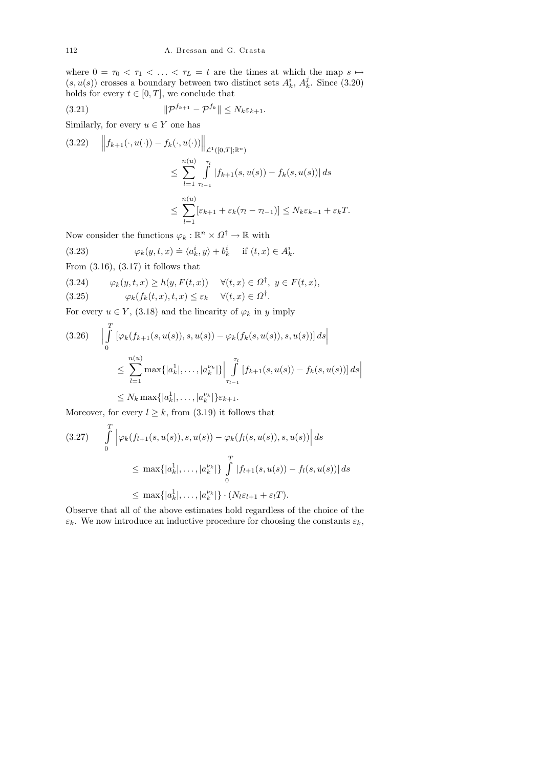where $0 = \tau_0 < \tau_1 < \ldots < \tau_L = t$ are the times at which the map $s \mapsto (s, u(s))$ crosses a boundary between two distinct sets $A_k^i$, $A_k^j$. Since (3.20) holds for every $t \in [0,T]$, we conclude that

$$\|\mathcal{P}^{f_{k+1}} - \mathcal{P}^{f_k}\| \le N_k \varepsilon_{k+1}. \tag{3.21}$$

Similarly, for every $u \in Y$ one has

$$\begin{aligned}\Big\| f_{k+1}(\cdot, u(\cdot)) - f_k(\cdot, u(\cdot))\Big\|_{\mathcal{L}^1([0,T];\mathbb{R}^n)} &\le \sum_{l=1}^{n(u)} \int_{\tau_{l-1}}^{\tau_l} |f_{k+1}(s,u(s)) - f_k(s,u(s))|\,ds \\ &\le \sum_{l=1}^{n(u)} [\varepsilon_{k+1} + \varepsilon_k(\tau_l - \tau_{l-1})] \le N_k\varepsilon_{k+1} + \varepsilon_k T.\end{aligned} \tag{3.22}$$

Now consider the functions $\varphi_k : \mathbb{R}^n \times \Omega^\dagger \to \mathbb{R}$ with

$$\varphi_k(y,t,x) \doteq \langle a_k^i, y\rangle + b_k^i \quad \text{ if } (t,x) \in A_k^i. \tag{3.23}$$

From (3.16), (3.17) it follows that

$$\varphi_k(y,t,x) \ge h(y, F(t,x)) \quad \forall (t,x) \in \Omega^\dagger,\ y \in F(t,x), \tag{3.24}$$

$$\varphi_k(f_k(t,x),t,x) \le \varepsilon_k \quad \forall (t,x) \in \Omega^\dagger. \tag{3.25}$$

For every $u \in Y$, (3.18) and the linearity of $\varphi_k$ in $y$ imply

$$\begin{aligned}\Big|\int_0^T [\varphi_k(f_{k+1}(s,u(s)),s,u(s)) - \varphi_k(f_k(s,u(s)),s,u(s))]\,ds\Big| &\le \sum_{l=1}^{n(u)} \max\{|a_k^1|,\ldots,|a_k^{\nu_k}|\}\Big|\int_{\tau_{l-1}}^{\tau_l} [f_{k+1}(s,u(s)) - f_k(s,u(s))]\,ds\Big| \\ &\le N_k \max\{|a_k^1|,\ldots,|a_k^{\nu_k}|\}\varepsilon_{k+1}.\end{aligned} \tag{3.26}$$

Moreover, for every $l \ge k$, from (3.19) it follows that

$$\begin{aligned}\int_0^T \Big|\varphi_k(f_{l+1}(s,u(s)),s,u(s)) - \varphi_k(f_l(s,u(s)),s,u(s))\Big|\,ds &\le \max\{|a_k^1|,\ldots,|a_k^{\nu_k}|\} \int_0^T |f_{l+1}(s,u(s)) - f_l(s,u(s))|\,ds \\ &\le \max\{|a_k^1|,\ldots,|a_k^{\nu_k}|\} \cdot (N_l\varepsilon_{l+1} + \varepsilon_l T).\end{aligned} \tag{3.27}$$

Observe that all of the above estimates hold regardless of the choice of the $\varepsilon_k$. We now introduce an inductive procedure for choosing the constants $\varepsilon_k$,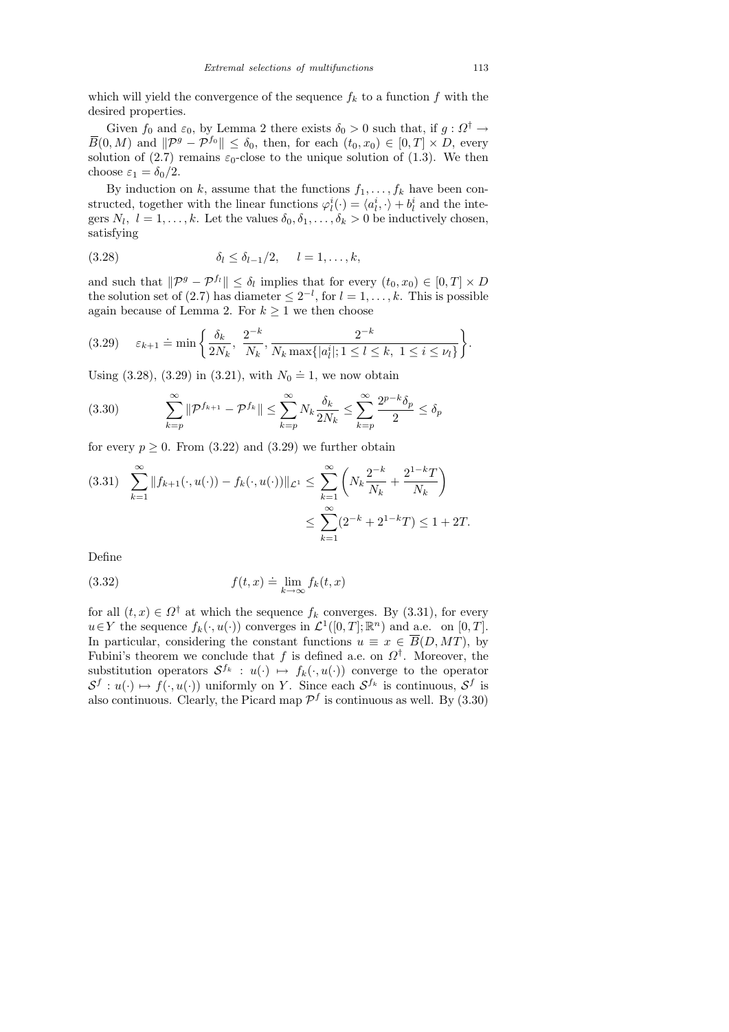which will yield the convergence of the sequence $f_k$ to a function $f$ with the desired properties.

Given $f_0$ and $\varepsilon_0$, by Lemma 2 there exists $\delta_0 > 0$ such that, if $g : \Omega^\dagger \to \overline{B}(0, M)$ and $\|\mathcal{P}^g - \mathcal{P}^{f_0}\| \leq \delta_0$, then, for each $(t_0, x_0) \in [0, T] \times D$, every solution of (2.7) remains $\varepsilon_0$-close to the unique solution of (1.3). We then choose $\varepsilon_1 = \delta_0/2$.

By induction on $k$, assume that the functions $f_1, \ldots, f_k$ have been constructed, together with the linear functions $\varphi_l^i(\cdot) = \langle a_l^i, \cdot \rangle + b_l^i$ and the integers $N_l$, $l = 1, \ldots, k$. Let the values $\delta_0, \delta_1, \ldots, \delta_k > 0$ be inductively chosen, satisfying

$$\delta_l \leq \delta_{l-1}/2, \qquad l = 1, \ldots, k, \tag{3.28}$$

and such that $\|\mathcal{P}^g - \mathcal{P}^{f_l}\| \leq \delta_l$ implies that for every $(t_0, x_0) \in [0, T] \times D$ the solution set of (2.7) has diameter $\leq 2^{-l}$, for $l = 1, \ldots, k$. This is possible again because of Lemma 2. For $k \geq 1$ we then choose

$$\varepsilon_{k+1} \doteq \min \left\{ \frac{\delta_k}{2N_k},\ \frac{2^{-k}}{N_k}, \frac{2^{-k}}{N_k \max\{|a_l^i|; 1 \leq l \leq k,\ 1 \leq i \leq \nu_l\}} \right\}. \tag{3.29}$$

Using (3.28), (3.29) in (3.21), with $N_0 \doteq 1$, we now obtain

$$\sum_{k=p}^{\infty} \|\mathcal{P}^{f_{k+1}} - \mathcal{P}^{f_k}\| \leq \sum_{k=p}^{\infty} N_k \frac{\delta_k}{2N_k} \leq \sum_{k=p}^{\infty} \frac{2^{p-k}\delta_p}{2} \leq \delta_p \tag{3.30}$$

for every $p \geq 0$. From (3.22) and (3.29) we further obtain

$$\begin{aligned} \sum_{k=1}^{\infty} \|f_{k+1}(\cdot, u(\cdot)) - f_k(\cdot, u(\cdot))\|_{\mathcal{L}^1} &\leq \sum_{k=1}^{\infty} \left( N_k \frac{2^{-k}}{N_k} + \frac{2^{1-k}T}{N_k} \right) \\ &\leq \sum_{k=1}^{\infty} (2^{-k} + 2^{1-k}T) \leq 1 + 2T. \end{aligned} \tag{3.31}$$

Define

$$f(t, x) \doteq \lim_{k \to \infty} f_k(t, x) \tag{3.32}$$

for all $(t, x) \in \Omega^\dagger$ at which the sequence $f_k$ converges. By (3.31), for every $u \in Y$ the sequence $f_k(\cdot, u(\cdot))$ converges in $\mathcal{L}^1([0, T]; \mathbb{R}^n)$ and a.e. on $[0, T]$. In particular, considering the constant functions $u \equiv x \in \overline{B}(D, MT)$, by Fubini's theorem we conclude that $f$ is defined a.e. on $\Omega^\dagger$. Moreover, the substitution operators $\mathcal{S}^{f_k} : u(\cdot) \mapsto f_k(\cdot, u(\cdot))$ converge to the operator $\mathcal{S}^f : u(\cdot) \mapsto f(\cdot, u(\cdot))$ uniformly on $Y$. Since each $\mathcal{S}^{f_k}$ is continuous, $\mathcal{S}^f$ is also continuous. Clearly, the Picard map $\mathcal{P}^f$ is continuous as well. By (3.30)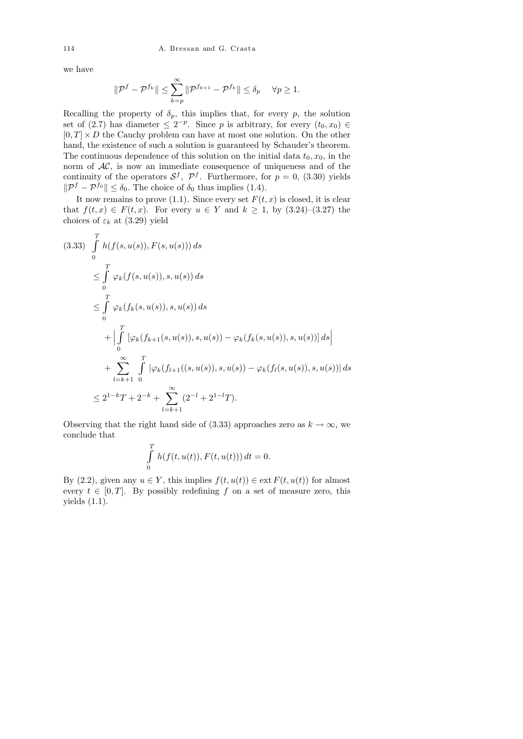we have

$$\|\mathcal{P}^f - \mathcal{P}^{f_k}\| \le \sum_{k=p}^{\infty} \|\mathcal{P}^{f_{k+1}} - \mathcal{P}^{f_k}\| \le \delta_p \quad \forall p \ge 1.$$

Recalling the property of $\delta_p$, this implies that, for every $p$, the solution set of (2.7) has diameter $\le 2^{-p}$. Since $p$ is arbitrary, for every $(t_0, x_0) \in [0,T] \times D$ the Cauchy problem can have at most one solution. On the other hand, the existence of such a solution is guaranteed by Schauder's theorem. The continuous dependence of this solution on the initial data $t_0, x_0$, in the norm of $\mathcal{AC}$, is now an immediate consequence of uniqueness and of the continuity of the operators $\mathcal{S}^f$, $\mathcal{P}^f$. Furthermore, for $p = 0$, (3.30) yields $\|\mathcal{P}^f - \mathcal{P}^{f_0}\| \le \delta_0$. The choice of $\delta_0$ thus implies (1.4).

It now remains to prove (1.1). Since every set $F(t,x)$ is closed, it is clear that $f(t,x) \in F(t,x)$. For every $u \in Y$ and $k \ge 1$, by (3.24)–(3.27) the choices of $\varepsilon_k$ at (3.29) yield

$$\begin{aligned}
(3.33)\quad & \int_0^T h(f(s,u(s)), F(s,u(s)))\,ds \\
&\le \int_0^T \varphi_k(f(s,u(s)), s, u(s))\,ds \\
&\le \int_0^T \varphi_k(f_k(s,u(s)), s, u(s))\,ds \\
&\quad + \Big| \int_0^T [\varphi_k(f_{k+1}(s,u(s)), s, u(s)) - \varphi_k(f_k(s,u(s)), s, u(s))]\,ds \Big| \\
&\quad + \sum_{l=k+1}^{\infty} \int_0^T |\varphi_k(f_{l+1}((s,u(s)), s, u(s)) - \varphi_k(f_l(s,u(s)), s, u(s))|\,ds \\
&\le 2^{1-k}T + 2^{-k} + \sum_{l=k+1}^{\infty} (2^{-l} + 2^{1-l}T).
\end{aligned}$$

Observing that the right hand side of (3.33) approaches zero as $k \to \infty$, we conclude that

$$\int_0^T h(f(t,u(t)), F(t,u(t)))\,dt = 0.$$

By (2.2), given any $u \in Y$, this implies $f(t,u(t)) \in \operatorname{ext} F(t,u(t))$ for almost every $t \in [0,T]$. By possibly redefining $f$ on a set of measure zero, this yields (1.1).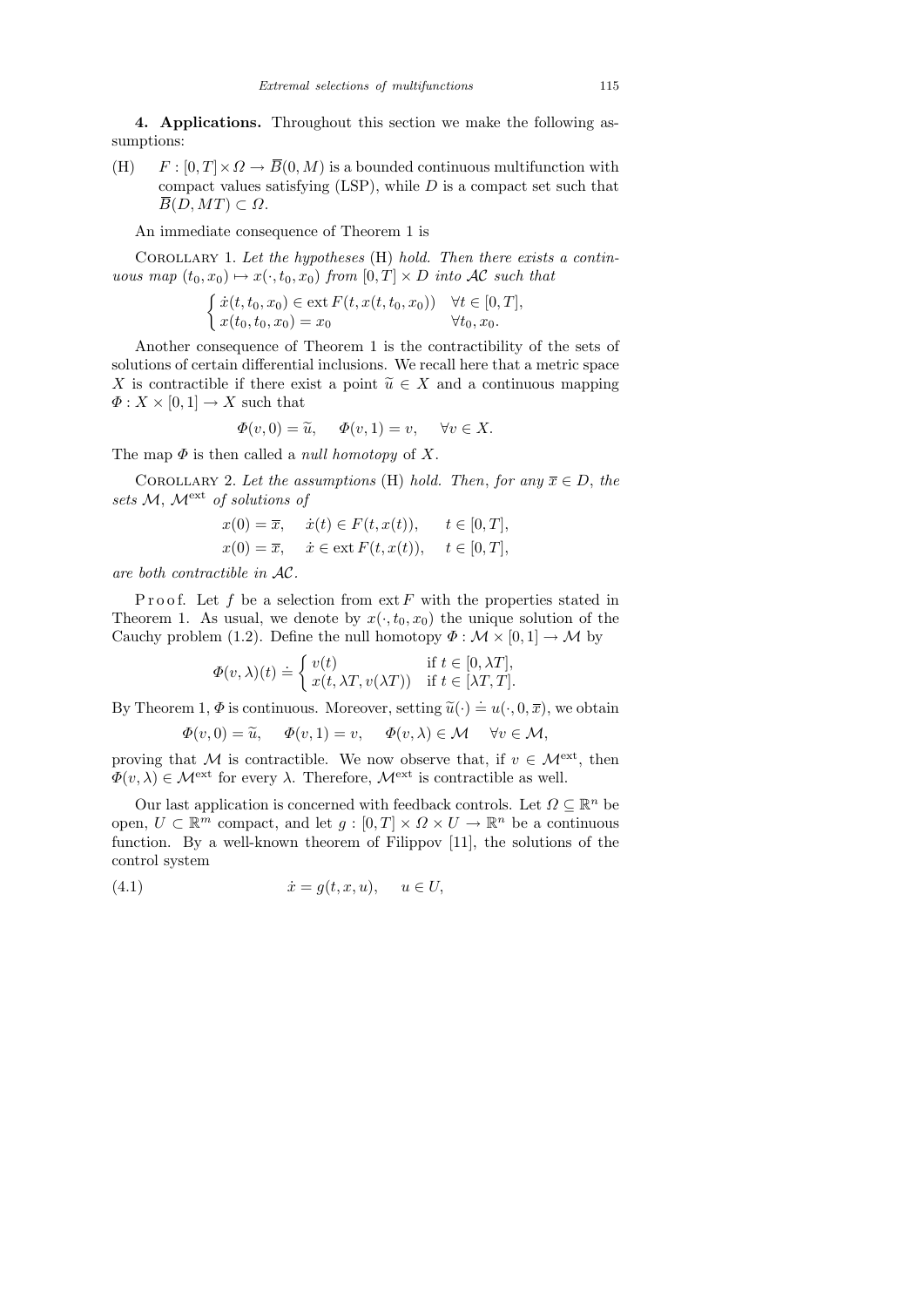**4. Applications.** Throughout this section we make the following assumptions:

(H) $F : [0,T] \times \Omega \to \overline{B}(0,M)$ is a bounded continuous multifunction with compact values satisfying (LSP), while $D$ is a compact set such that $\overline{B}(D, MT) \subset \Omega$.

An immediate consequence of Theorem 1 is

Corollary 1. *Let the hypotheses* (H) *hold. Then there exists a continuous map* $(t_0, x_0) \mapsto x(\cdot, t_0, x_0)$ *from* $[0,T] \times D$ *into* $\mathcal{AC}$ *such that*

$$\begin{cases} \dot{x}(t, t_0, x_0) \in \operatorname{ext} F(t, x(t, t_0, x_0)) & \forall t \in [0,T], \\ x(t_0, t_0, x_0) = x_0 & \forall t_0, x_0. \end{cases}$$

Another consequence of Theorem 1 is the contractibility of the sets of solutions of certain differential inclusions. We recall here that a metric space $X$ is contractible if there exist a point $\widetilde{u} \in X$ and a continuous mapping $\Phi : X \times [0,1] \to X$ such that

$$\Phi(v, 0) = \widetilde{u}, \quad \Phi(v, 1) = v, \quad \forall v \in X.$$

The map $\Phi$ is then called a *null homotopy* of $X$.

Corollary 2. *Let the assumptions* (H) *hold. Then, for any* $\overline{x} \in D$, *the sets* $\mathcal{M}$, $\mathcal{M}^{\text{ext}}$ *of solutions of*

$$x(0) = \overline{x}, \quad \dot{x}(t) \in F(t, x(t)), \quad t \in [0,T],$$

$$x(0) = \overline{x}, \quad \dot{x} \in \operatorname{ext} F(t, x(t)), \quad t \in [0,T],$$

*are both contractible in* $\mathcal{AC}$.

Proof. Let $f$ be a selection from $\operatorname{ext} F$ with the properties stated in Theorem 1. As usual, we denote by $x(\cdot, t_0, x_0)$ the unique solution of the Cauchy problem (1.2). Define the null homotopy $\Phi : \mathcal{M} \times [0,1] \to \mathcal{M}$ by

$$\Phi(v, \lambda)(t) \doteq \begin{cases} v(t) & \text{if } t \in [0, \lambda T], \\ x(t, \lambda T, v(\lambda T)) & \text{if } t \in [\lambda T, T]. \end{cases}$$

By Theorem 1, $\Phi$ is continuous. Moreover, setting $\widetilde{u}(\cdot) \doteq u(\cdot, 0, \overline{x})$, we obtain

$$\Phi(v, 0) = \widetilde{u}, \quad \Phi(v, 1) = v, \quad \Phi(v, \lambda) \in \mathcal{M} \quad \forall v \in \mathcal{M},$$

proving that $\mathcal{M}$ is contractible. We now observe that, if $v \in \mathcal{M}^{\text{ext}}$, then $\Phi(v, \lambda) \in \mathcal{M}^{\text{ext}}$ for every $\lambda$. Therefore, $\mathcal{M}^{\text{ext}}$ is contractible as well.

Our last application is concerned with feedback controls. Let $\Omega \subseteq \mathbb{R}^n$ be open, $U \subset \mathbb{R}^m$ compact, and let $g : [0,T] \times \Omega \times U \to \mathbb{R}^n$ be a continuous function. By a well-known theorem of Filippov [11], the solutions of the control system

$$\dot{x} = g(t, x, u), \quad u \in U, \tag{4.1}$$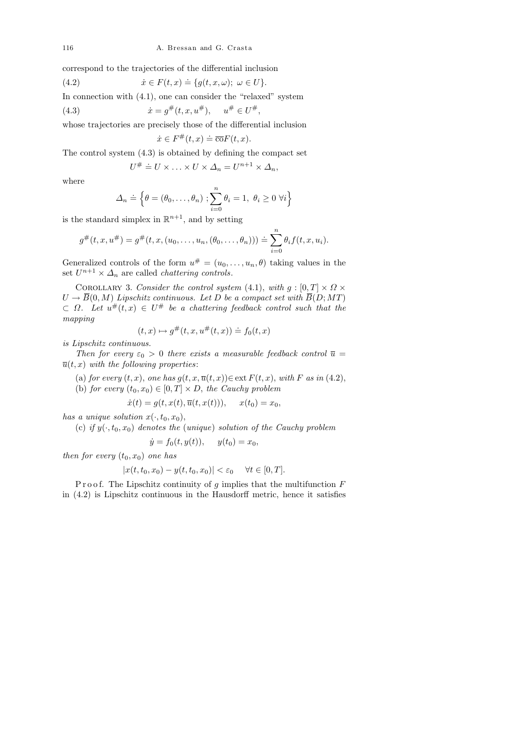correspond to the trajectories of the differential inclusion

$$\dot{x} \in F(t,x) \doteq \{g(t,x,\omega);\ \omega \in U\}. \tag{4.2}$$

In connection with (4.1), one can consider the "relaxed" system

$$\dot{x} = g^{\#}(t,x,u^{\#}), \qquad u^{\#} \in U^{\#}, \tag{4.3}$$

whose trajectories are precisely those of the differential inclusion

$$\dot{x} \in F^{\#}(t,x) \doteq \overline{\text{co}} F(t,x).$$

The control system (4.3) is obtained by defining the compact set

$$U^{\#} \doteq U \times \ldots \times U \times \Delta_n = U^{n+1} \times \Delta_n,$$

where

$$\Delta_n \doteq \Big\{ \theta = (\theta_0, \ldots, \theta_n)\ ; \sum_{i=0}^{n} \theta_i = 1,\ \theta_i \geq 0\ \forall i \Big\}$$

is the standard simplex in $\mathbb{R}^{n+1}$, and by setting

$$g^{\#}(t,x,u^{\#}) = g^{\#}(t,x,(u_0,\ldots,u_n,(\theta_0,\ldots,\theta_n))) \doteq \sum_{i=0}^{n} \theta_i f(t,x,u_i).$$

Generalized controls of the form $u^{\#} = (u_0, \ldots, u_n, \theta)$ taking values in the set $U^{n+1} \times \Delta_n$ are called *chattering controls*.

Corollary 3. *Consider the control system* (4.1), *with* $g : [0,T] \times \Omega \times U \to \overline{B}(0,M)$ *Lipschitz continuous. Let* $D$ *be a compact set with* $\overline{B}(D; MT) \subset \Omega$. *Let* $u^{\#}(t,x) \in U^{\#}$ *be a chattering feedback control such that the mapping*

$$(t,x) \mapsto g^{\#}(t,x,u^{\#}(t,x)) \doteq f_0(t,x)$$

*is Lipschitz continuous.*

*Then for every* $\varepsilon_0 > 0$ *there exists a measurable feedback control* $\overline{u} = \overline{u}(t,x)$ *with the following properties*:

(a) *for every* $(t,x)$, *one has* $g(t,x,\overline{u}(t,x)) \in \text{ext}\, F(t,x)$, *with* $F$ *as in* (4.2),

(b) *for every* $(t_0,x_0) \in [0,T] \times D$, *the Cauchy problem*

$$\dot{x}(t) = g(t,x(t),\overline{u}(t,x(t))), \qquad x(t_0) = x_0,$$

*has a unique solution* $x(\cdot, t_0, x_0)$,

(c) *if* $y(\cdot, t_0, x_0)$ *denotes the* (*unique*) *solution of the Cauchy problem*

$$\dot{y} = f_0(t, y(t)), \qquad y(t_0) = x_0,$$

*then for every* $(t_0, x_0)$ *one has*

$$|x(t,t_0,x_0) - y(t,t_0,x_0)| < \varepsilon_0 \qquad \forall t \in [0,T].$$

Proof. The Lipschitz continuity of $g$ implies that the multifunction $F$ in (4.2) is Lipschitz continuous in the Hausdorff metric, hence it satisfies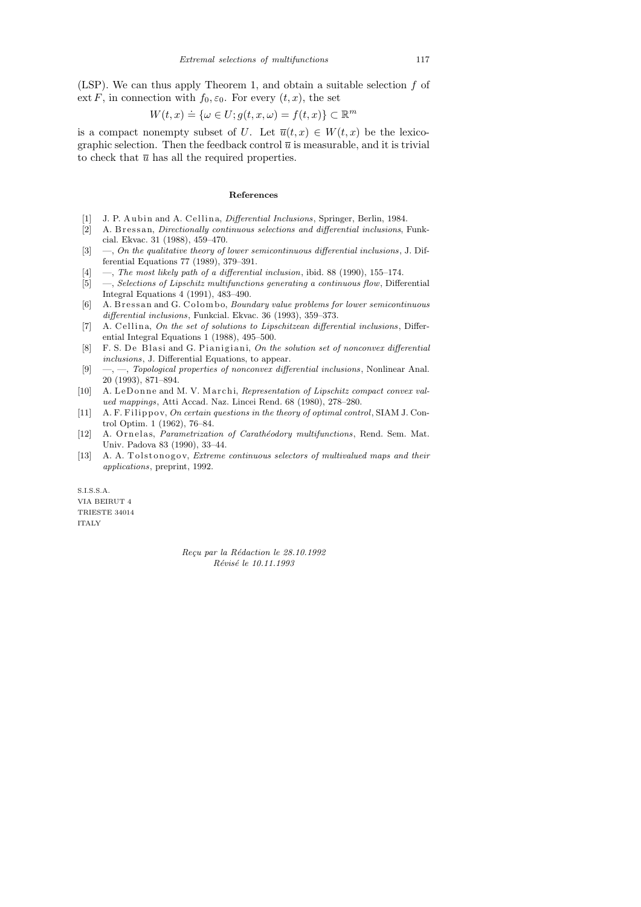(LSP). We can thus apply Theorem 1, and obtain a suitable selection $f$ of $\operatorname{ext} F$, in connection with $f_0, \varepsilon_0$. For every $(t,x)$, the set

$$W(t,x) \doteq \{\omega \in U; g(t,x,\omega) = f(t,x)\} \subset \mathbb{R}^m$$

is a compact nonempty subset of $U$. Let $\overline{u}(t,x) \in W(t,x)$ be the lexicographic selection. Then the feedback control $\overline{u}$ is measurable, and it is trivial to check that $\overline{u}$ has all the required properties.

## References

[1] J. P. Aubin and A. Cellina, *Differential Inclusions*, Springer, Berlin, 1984.

[2] A. Bressan, *Directionally continuous selections and differential inclusions*, Funkcial. Ekvac. 31 (1988), 459–470.

[3] —, *On the qualitative theory of lower semicontinuous differential inclusions*, J. Differential Equations 77 (1989), 379–391.

[4] —, *The most likely path of a differential inclusion*, ibid. 88 (1990), 155–174.

[5] —, *Selections of Lipschitz multifunctions generating a continuous flow*, Differential Integral Equations 4 (1991), 483–490.

[6] A. Bressan and G. Colombo, *Boundary value problems for lower semicontinuous differential inclusions*, Funkcial. Ekvac. 36 (1993), 359–373.

[7] A. Cellina, *On the set of solutions to Lipschitzean differential inclusions*, Differential Integral Equations 1 (1988), 495–500.

[8] F. S. De Blasi and G. Pianigiani, *On the solution set of nonconvex differential inclusions*, J. Differential Equations, to appear.

[9] —, —, *Topological properties of nonconvex differential inclusions*, Nonlinear Anal. 20 (1993), 871–894.

[10] A. LeDonne and M. V. Marchi, *Representation of Lipschitz compact convex valued mappings*, Atti Accad. Naz. Lincei Rend. 68 (1980), 278–280.

[11] A. F. Filippov, *On certain questions in the theory of optimal control*, SIAM J. Control Optim. 1 (1962), 76–84.

[12] A. Ornelas, *Parametrization of Carathéodory multifunctions*, Rend. Sem. Mat. Univ. Padova 83 (1990), 33–44.

[13] A. A. Tolstonogov, *Extreme continuous selectors of multivalued maps and their applications*, preprint, 1992.

S.I.S.S.A.
VIA BEIRUT 4
TRIESTE 34014
ITALY

*Reçu par la Rédaction le 28.10.1992*
*Révisé le 10.11.1993*